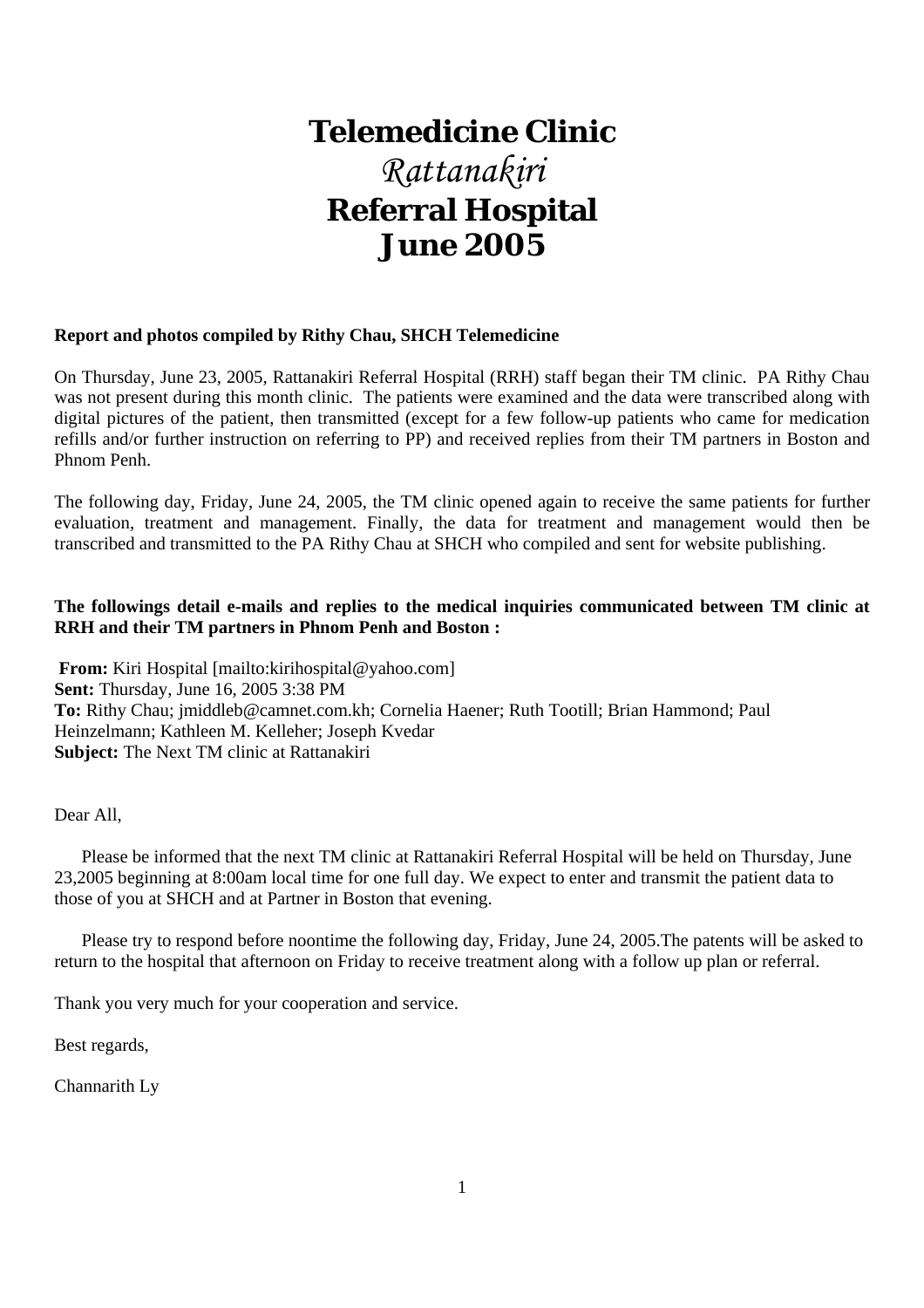# Telemedicine Clinic

# *Rattanakiri*

# Referral Hospital

# June 2005

**Report and photos compiled by Rithy Chau, SHCH Telemedicine**

On Thursday, June 23, 2005, Rattanakiri Referral Hospital (RRH) staff began their TM clinic. PA Rithy Chau was not present during this month clinic. The patients were examined and the data were transcribed along with digital pictures of the patient, then transmitted (except for a few follow-up patients who came for medication refills and/or further instruction on referring to PP) and received replies from their TM partners in Boston and Phnom Penh.

The following day, Friday, June 24, 2005, the TM clinic opened again to receive the same patients for further evaluation, treatment and management. Finally, the data for treatment and management would then be transcribed and transmitted to the PA Rithy Chau at SHCH who compiled and sent for website publishing.

**The followings detail e-mails and replies to the medical inquiries communicated between TM clinic at RRH and their TM partners in Phnom Penh and Boston :**

**From:** Kiri Hospital [mailto:kirihospital@yahoo.com]
**Sent:** Thursday, June 16, 2005 3:38 PM
**To:** Rithy Chau; jmiddleb@camnet.com.kh; Cornelia Haener; Ruth Tootill; Brian Hammond; Paul Heinzelmann; Kathleen M. Kelleher; Joseph Kvedar
**Subject:** The Next TM clinic at Rattanakiri

Dear All,

Please be informed that the next TM clinic at Rattanakiri Referral Hospital will be held on Thursday, June 23,2005 beginning at 8:00am local time for one full day. We expect to enter and transmit the patient data to those of you at SHCH and at Partner in Boston that evening.

Please try to respond before noontime the following day, Friday, June 24, 2005.The patents will be asked to return to the hospital that afternoon on Friday to receive treatment along with a follow up plan or referral.

Thank you very much for your cooperation and service.

Best regards,

Channarith Ly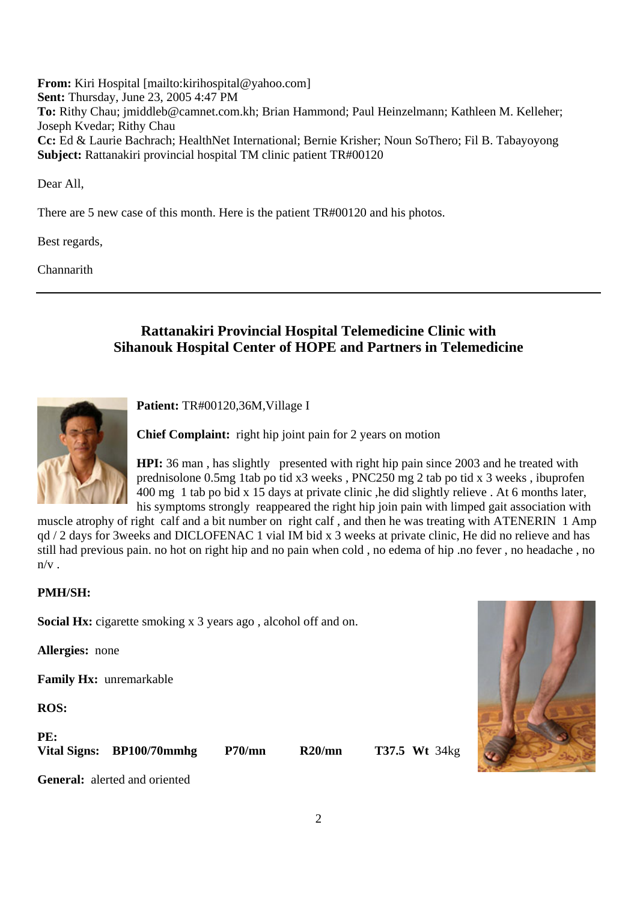**From:** Kiri Hospital [mailto:kirihospital@yahoo.com]
**Sent:** Thursday, June 23, 2005 4:47 PM
**To:** Rithy Chau; jmiddleb@camnet.com.kh; Brian Hammond; Paul Heinzelmann; Kathleen M. Kelleher; Joseph Kvedar; Rithy Chau
**Cc:** Ed & Laurie Bachrach; HealthNet International; Bernie Krisher; Noun SoThero; Fil B. Tabayoyong
**Subject:** Rattanakiri provincial hospital TM clinic patient TR#00120

Dear All,

There are 5 new case of this month. Here is the patient TR#00120 and his photos.

Best regards,

Channarith

---

## Rattanakiri Provincial Hospital Telemedicine Clinic with Sihanouk Hospital Center of HOPE and Partners in Telemedicine

**Patient:** TR#00120,36M,Village I

**Chief Complaint:** right hip joint pain for 2 years on motion

**HPI:** 36 man , has slightly presented with right hip pain since 2003 and he treated with prednisolone 0.5mg 1tab po tid x3 weeks , PNC250 mg 2 tab po tid x 3 weeks , ibuprofen 400 mg 1 tab po bid x 15 days at private clinic ,he did slightly relieve . At 6 months later, his symptoms strongly reappeared the right hip join pain with limped gait association with muscle atrophy of right calf and a bit number on right calf , and then he was treating with ATENERIN 1 Amp qd / 2 days for 3weeks and DICLOFENAC 1 vial IM bid x 3 weeks at private clinic, He did no relieve and has still had previous pain. no hot on right hip and no pain when cold , no edema of hip .no fever , no headache , no n/v .

**PMH/SH:**

**Social Hx:** cigarette smoking x 3 years ago , alcohol off and on.

**Allergies:** none

**Family Hx:** unremarkable

**ROS:**

**PE:**
**Vital Signs:** **BP100/70mmhg** **P70/mn** **R20/mn** **T37.5** **Wt** 34kg

**General:** alerted and oriented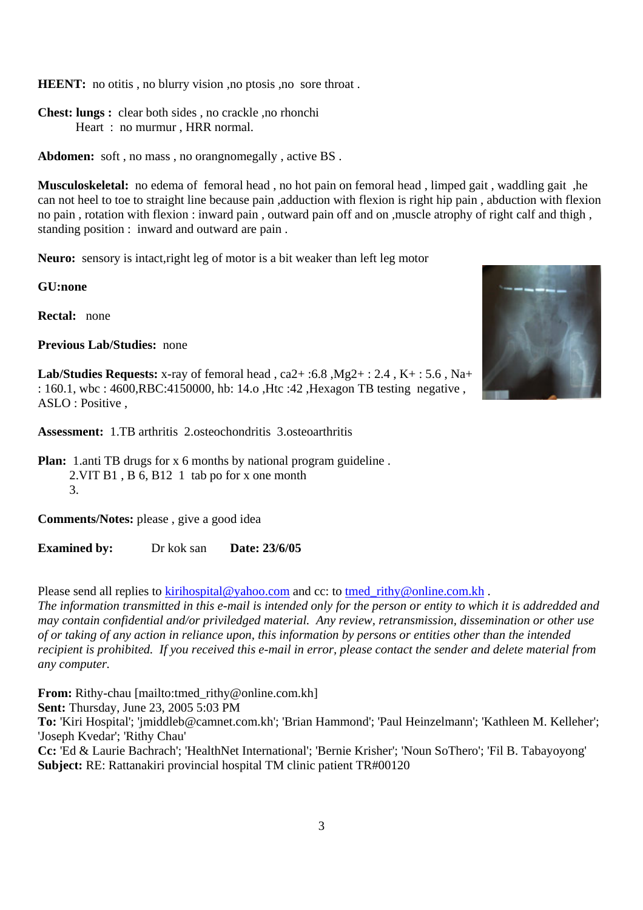**HEENT:** no otitis , no blurry vision ,no ptosis ,no sore throat .

**Chest: lungs :** clear both sides , no crackle ,no rhonchi
Heart : no murmur , HRR normal.

**Abdomen:** soft , no mass , no orangnomegally , active BS .

**Musculoskeletal:** no edema of femoral head , no hot pain on femoral head , limped gait , waddling gait ,he can not heel to toe to straight line because pain ,adduction with flexion is right hip pain , abduction with flexion no pain , rotation with flexion : inward pain , outward pain off and on ,muscle atrophy of right calf and thigh , standing position : inward and outward are pain .

**Neuro:** sensory is intact,right leg of motor is a bit weaker than left leg motor

**GU:none**

**Rectal:** none

**Previous Lab/Studies:** none

**Lab/Studies Requests:** x-ray of femoral head , ca2+ :6.8 ,Mg2+ : 2.4 , K+ : 5.6 , Na+ : 160.1, wbc : 4600,RBC:4150000, hb: 14.o ,Htc :42 ,Hexagon TB testing negative , ASLO : Positive ,

**Assessment:** 1.TB arthritis 2.osteochondritis 3.osteoarthritis

**Plan:** 1.anti TB drugs for x 6 months by national program guideline .
2.VIT B1 , B 6, B12 1 tab po for x one month
3.

**Comments/Notes:** please , give a good idea

**Examined by:** Dr kok san **Date: 23/6/05**

Please send all replies to kirihospital@yahoo.com and cc: to tmed_rithy@online.com.kh .
*The information transmitted in this e-mail is intended only for the person or entity to which it is addredded and may contain confidential and/or priviledged material. Any review, retransmission, dissemination or other use of or taking of any action in reliance upon, this information by persons or entities other than the intended recipient is prohibited. If you received this e-mail in error, please contact the sender and delete material from any computer.*

**From:** Rithy-chau [mailto:tmed_rithy@online.com.kh]
**Sent:** Thursday, June 23, 2005 5:03 PM
**To:** 'Kiri Hospital'; 'jmiddleb@camnet.com.kh'; 'Brian Hammond'; 'Paul Heinzelmann'; 'Kathleen M. Kelleher'; 'Joseph Kvedar'; 'Rithy Chau'
**Cc:** 'Ed & Laurie Bachrach'; 'HealthNet International'; 'Bernie Krisher'; 'Noun SoThero'; 'Fil B. Tabayoyong'
**Subject:** RE: Rattanakiri provincial hospital TM clinic patient TR#00120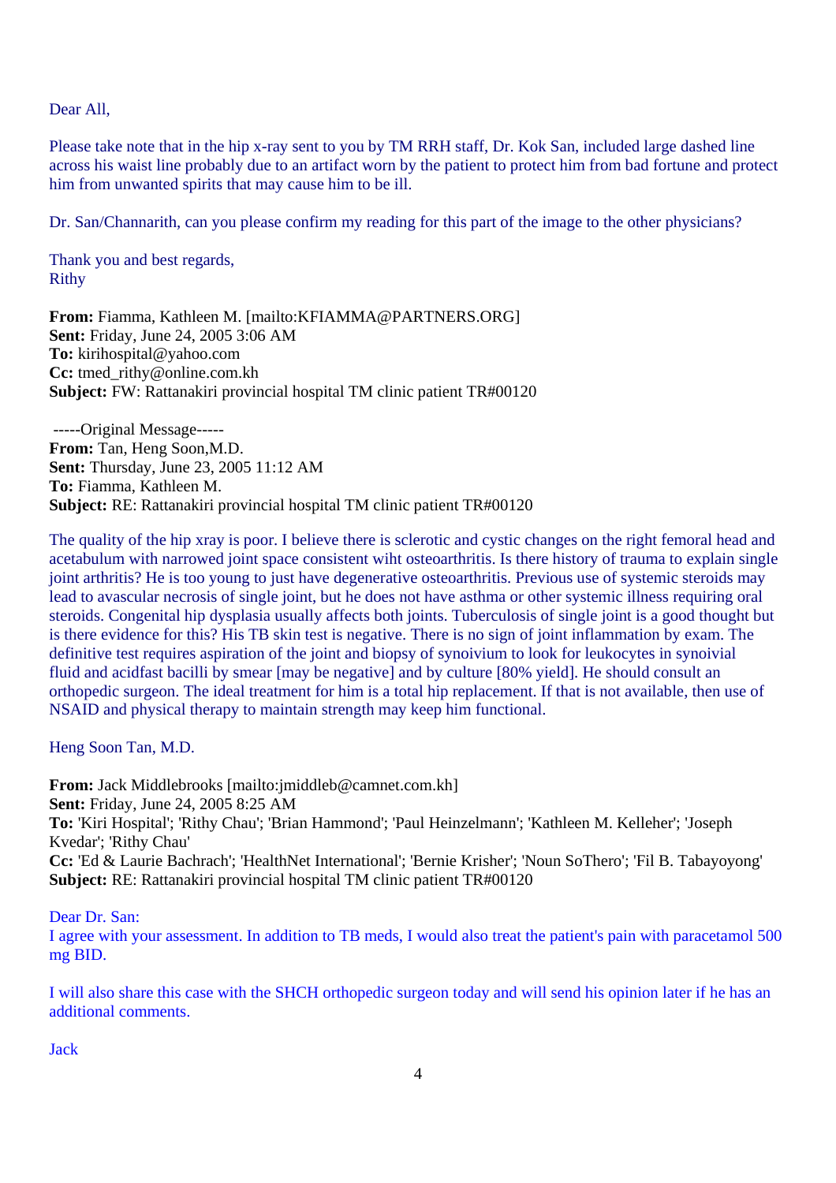Dear All,

Please take note that in the hip x-ray sent to you by TM RRH staff, Dr. Kok San, included large dashed line across his waist line probably due to an artifact worn by the patient to protect him from bad fortune and protect him from unwanted spirits that may cause him to be ill.

Dr. San/Channarith, can you please confirm my reading for this part of the image to the other physicians?

Thank you and best regards,
Rithy

**From:** Fiamma, Kathleen M. [mailto:KFIAMMA@PARTNERS.ORG]
**Sent:** Friday, June 24, 2005 3:06 AM
**To:** kirihospital@yahoo.com
**Cc:** tmed_rithy@online.com.kh
**Subject:** FW: Rattanakiri provincial hospital TM clinic patient TR#00120

-----Original Message-----
**From:** Tan, Heng Soon,M.D.
**Sent:** Thursday, June 23, 2005 11:12 AM
**To:** Fiamma, Kathleen M.
**Subject:** RE: Rattanakiri provincial hospital TM clinic patient TR#00120

The quality of the hip xray is poor. I believe there is sclerotic and cystic changes on the right femoral head and acetabulum with narrowed joint space consistent wiht osteoarthritis. Is there history of trauma to explain single joint arthritis? He is too young to just have degenerative osteoarthritis. Previous use of systemic steroids may lead to avascular necrosis of single joint, but he does not have asthma or other systemic illness requiring oral steroids. Congenital hip dysplasia usually affects both joints. Tuberculosis of single joint is a good thought but is there evidence for this? His TB skin test is negative. There is no sign of joint inflammation by exam. The definitive test requires aspiration of the joint and biopsy of synoivium to look for leukocytes in synoivial fluid and acidfast bacilli by smear [may be negative] and by culture [80% yield]. He should consult an orthopedic surgeon. The ideal treatment for him is a total hip replacement. If that is not available, then use of NSAID and physical therapy to maintain strength may keep him functional.

Heng Soon Tan, M.D.

**From:** Jack Middlebrooks [mailto:jmiddleb@camnet.com.kh]
**Sent:** Friday, June 24, 2005 8:25 AM
**To:** 'Kiri Hospital'; 'Rithy Chau'; 'Brian Hammond'; 'Paul Heinzelmann'; 'Kathleen M. Kelleher'; 'Joseph Kvedar'; 'Rithy Chau'
**Cc:** 'Ed & Laurie Bachrach'; 'HealthNet International'; 'Bernie Krisher'; 'Noun SoThero'; 'Fil B. Tabayoyong'
**Subject:** RE: Rattanakiri provincial hospital TM clinic patient TR#00120

Dear Dr. San:
I agree with your assessment. In addition to TB meds, I would also treat the patient's pain with paracetamol 500 mg BID.

I will also share this case with the SHCH orthopedic surgeon today and will send his opinion later if he has an additional comments.

Jack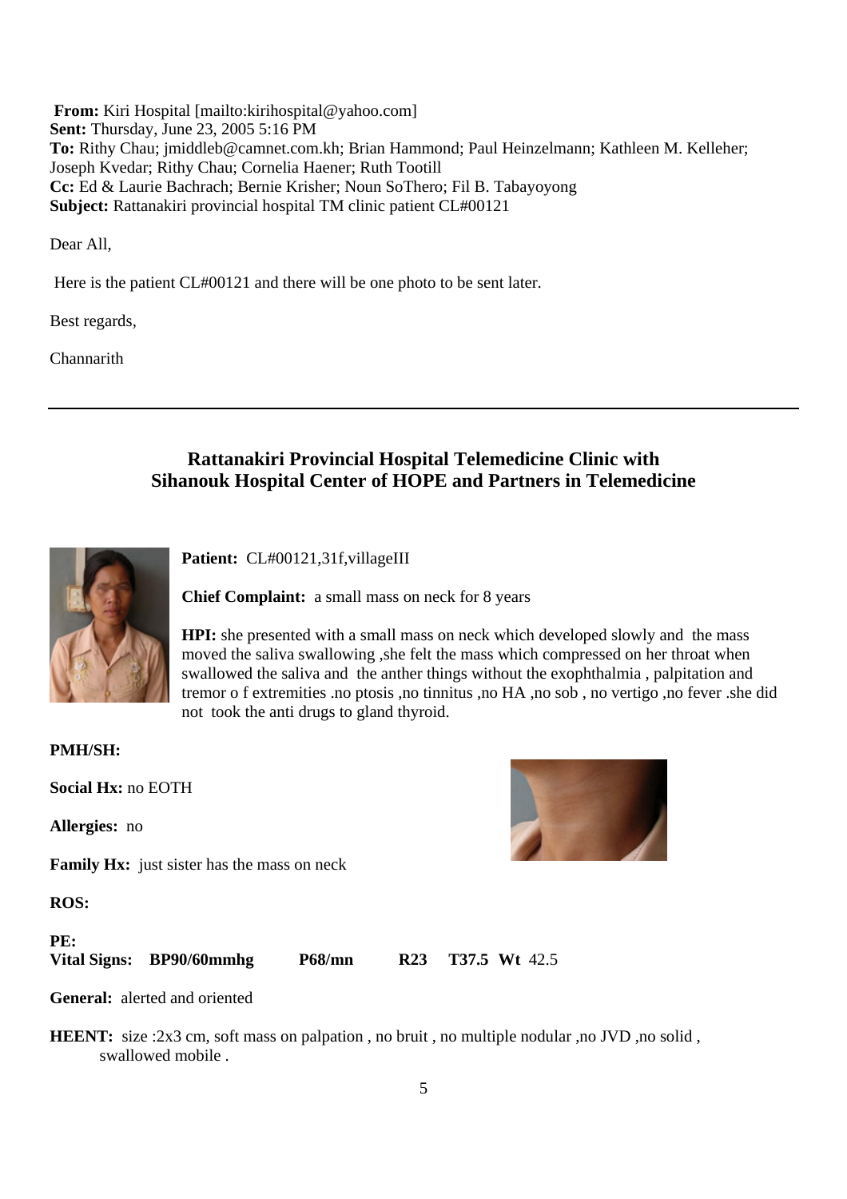**From:** Kiri Hospital [mailto:kirihospital@yahoo.com]
**Sent:** Thursday, June 23, 2005 5:16 PM
**To:** Rithy Chau; jmiddleb@camnet.com.kh; Brian Hammond; Paul Heinzelmann; Kathleen M. Kelleher; Joseph Kvedar; Rithy Chau; Cornelia Haener; Ruth Tootill
**Cc:** Ed & Laurie Bachrach; Bernie Krisher; Noun SoThero; Fil B. Tabayoyong
**Subject:** Rattanakiri provincial hospital TM clinic patient CL#00121

Dear All,

Here is the patient CL#00121 and there will be one photo to be sent later.

Best regards,

Channarith

---

## Rattanakiri Provincial Hospital Telemedicine Clinic with Sihanouk Hospital Center of HOPE and Partners in Telemedicine

**Patient:** CL#00121,31f,villageIII

**Chief Complaint:** a small mass on neck for 8 years

**HPI:** she presented with a small mass on neck which developed slowly and the mass moved the saliva swallowing ,she felt the mass which compressed on her throat when swallowed the saliva and the anther things without the exophthalmia , palpitation and tremor o f extremities .no ptosis ,no tinnitus ,no HA ,no sob , no vertigo ,no fever .she did not took the anti drugs to gland thyroid.

**PMH/SH:**

**Social Hx:** no EOTH

**Allergies:** no

**Family Hx:** just sister has the mass on neck

**ROS:**

**PE:**
**Vital Signs:** **BP90/60mmhg** **P68/mn** **R23** **T37.5** **Wt** 42.5

**General:** alerted and oriented

**HEENT:** size :2x3 cm, soft mass on palpation , no bruit , no multiple nodular ,no JVD ,no solid , swallowed mobile .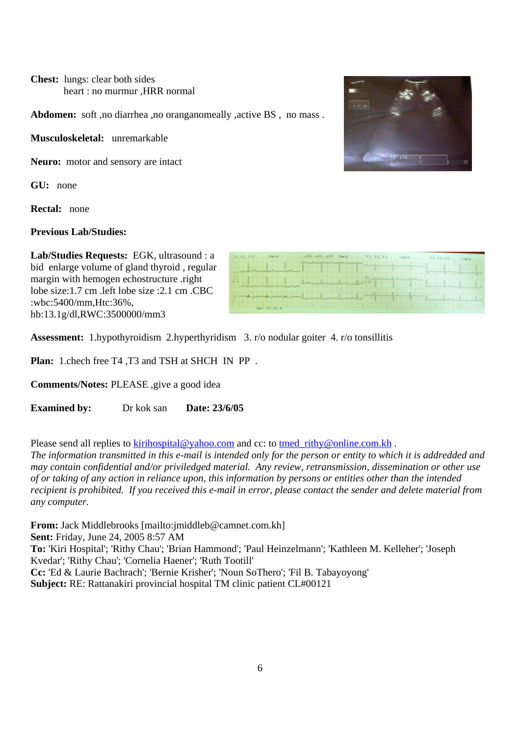**Chest:** lungs: clear both sides
heart : no murmur ,HRR normal

**Abdomen:** soft ,no diarrhea ,no oranganomeally ,active BS , no mass .

**Musculoskeletal:** unremarkable

**Neuro:** motor and sensory are intact

**GU:** none

**Rectal:** none

**Previous Lab/Studies:**

**Lab/Studies Requests:** EGK, ultrasound : a bid enlarge volume of gland thyroid , regular margin with hemogen echostructure .right lobe size:1.7 cm .left lobe size :2.1 cm .CBC :wbc:5400/mm,Htc:36%, hb:13.1g/dl,RWC:3500000/mm3

**Assessment:** 1.hypothyroidism 2.hyperthyridism 3. r/o nodular goiter 4. r/o tonsillitis

**Plan:** 1.chech free T4 ,T3 and TSH at SHCH IN PP .

**Comments/Notes:** PLEASE ,give a good idea

**Examined by:** Dr kok san **Date: 23/6/05**

Please send all replies to kirihospital@yahoo.com and cc: to tmed_rithy@online.com.kh .
*The information transmitted in this e-mail is intended only for the person or entity to which it is addredded and may contain confidential and/or priviledged material. Any review, retransmission, dissemination or other use of or taking of any action in reliance upon, this information by persons or entities other than the intended recipient is prohibited. If you received this e-mail in error, please contact the sender and delete material from any computer.*

**From:** Jack Middlebrooks [mailto:jmiddleb@camnet.com.kh]
**Sent:** Friday, June 24, 2005 8:57 AM
**To:** 'Kiri Hospital'; 'Rithy Chau'; 'Brian Hammond'; 'Paul Heinzelmann'; 'Kathleen M. Kelleher'; 'Joseph Kvedar'; 'Rithy Chau'; 'Cornelia Haener'; 'Ruth Tootill'
**Cc:** 'Ed & Laurie Bachrach'; 'Bernie Krisher'; 'Noun SoThero'; 'Fil B. Tabayoyong'
**Subject:** RE: Rattanakiri provincial hospital TM clinic patient CL#00121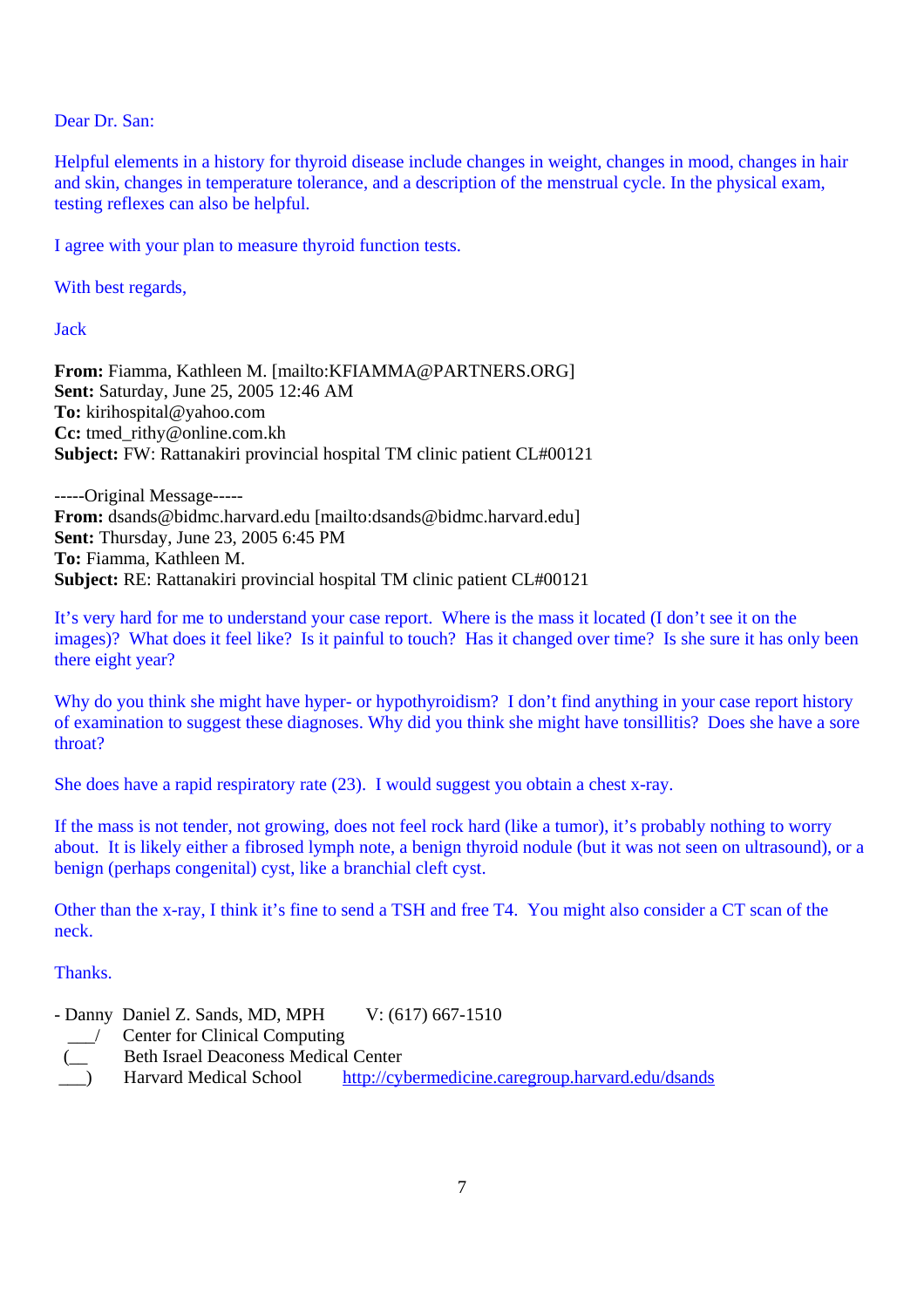Dear Dr. San:

Helpful elements in a history for thyroid disease include changes in weight, changes in mood, changes in hair and skin, changes in temperature tolerance, and a description of the menstrual cycle. In the physical exam, testing reflexes can also be helpful.

I agree with your plan to measure thyroid function tests.

With best regards,

Jack

**From:** Fiamma, Kathleen M. [mailto:KFIAMMA@PARTNERS.ORG]
**Sent:** Saturday, June 25, 2005 12:46 AM
**To:** kirihospital@yahoo.com
**Cc:** tmed_rithy@online.com.kh
**Subject:** FW: Rattanakiri provincial hospital TM clinic patient CL#00121

-----Original Message-----
**From:** dsands@bidmc.harvard.edu [mailto:dsands@bidmc.harvard.edu]
**Sent:** Thursday, June 23, 2005 6:45 PM
**To:** Fiamma, Kathleen M.
**Subject:** RE: Rattanakiri provincial hospital TM clinic patient CL#00121

It's very hard for me to understand your case report. Where is the mass it located (I don't see it on the images)? What does it feel like? Is it painful to touch? Has it changed over time? Is she sure it has only been there eight year?

Why do you think she might have hyper- or hypothyroidism? I don't find anything in your case report history of examination to suggest these diagnoses. Why did you think she might have tonsillitis? Does she have a sore throat?

She does have a rapid respiratory rate (23). I would suggest you obtain a chest x-ray.

If the mass is not tender, not growing, does not feel rock hard (like a tumor), it's probably nothing to worry about. It is likely either a fibrosed lymph note, a benign thyroid nodule (but it was not seen on ultrasound), or a benign (perhaps congenital) cyst, like a branchial cleft cyst.

Other than the x-ray, I think it's fine to send a TSH and free T4. You might also consider a CT scan of the neck.

Thanks.

```
- Danny  Daniel Z. Sands, MD, MPH        V: (617) 667-1510
  ___/   Center for Clinical Computing
 (__     Beth Israel Deaconess Medical Center
 ___)    Harvard Medical School        http://cybermedicine.caregroup.harvard.edu/dsands
```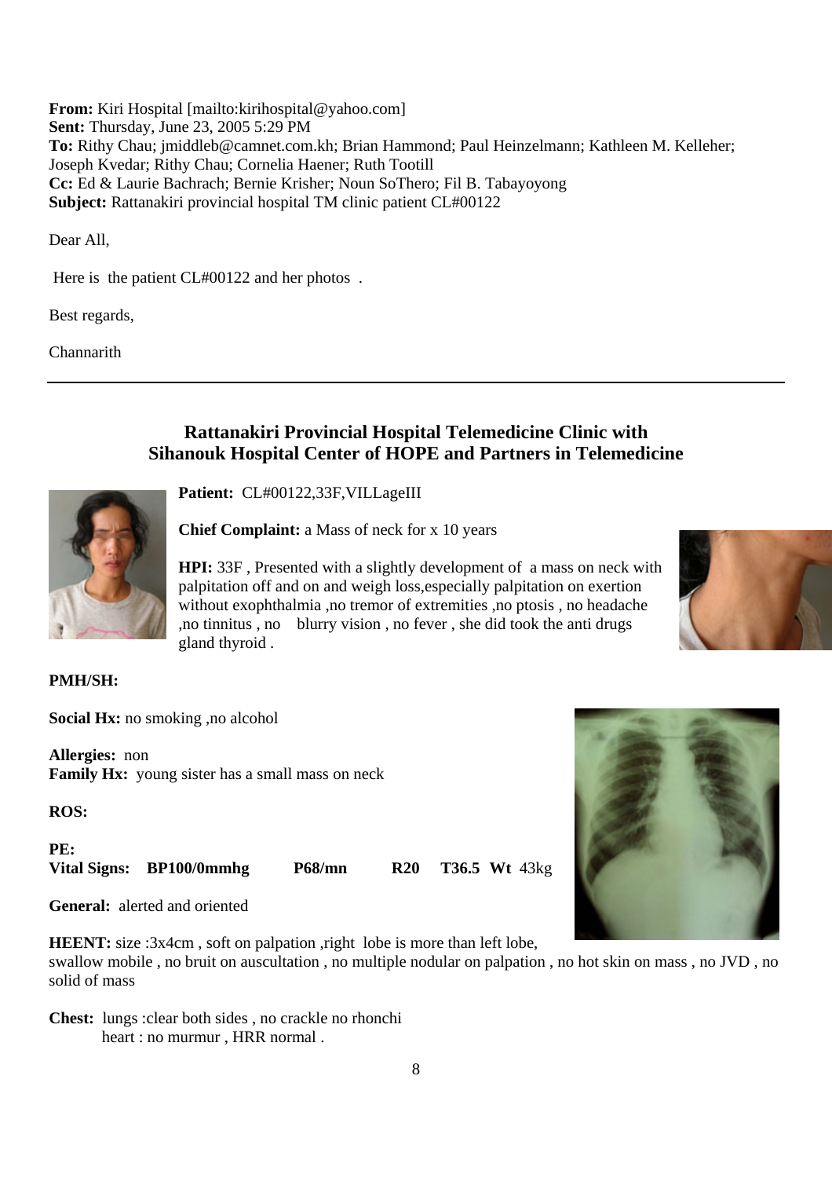**From:** Kiri Hospital [mailto:kirihospital@yahoo.com]
**Sent:** Thursday, June 23, 2005 5:29 PM
**To:** Rithy Chau; jmiddleb@camnet.com.kh; Brian Hammond; Paul Heinzelmann; Kathleen M. Kelleher; Joseph Kvedar; Rithy Chau; Cornelia Haener; Ruth Tootill
**Cc:** Ed & Laurie Bachrach; Bernie Krisher; Noun SoThero; Fil B. Tabayoyong
**Subject:** Rattanakiri provincial hospital TM clinic patient CL#00122

Dear All,

Here is the patient CL#00122 and her photos .

Best regards,

Channarith

---

## Rattanakiri Provincial Hospital Telemedicine Clinic with Sihanouk Hospital Center of HOPE and Partners in Telemedicine

**Patient:** CL#00122,33F,VILLageIII

**Chief Complaint:** a Mass of neck for x 10 years

**HPI:** 33F , Presented with a slightly development of a mass on neck with palpitation off and on and weigh loss,especially palpitation on exertion without exophthalmia ,no tremor of extremities ,no ptosis , no headache ,no tinnitus , no blurry vision , no fever , she did took the anti drugs gland thyroid .

**PMH/SH:**

**Social Hx:** no smoking ,no alcohol

**Allergies:** non
**Family Hx:** young sister has a small mass on neck

**ROS:**

**PE:**
**Vital Signs: BP100/0mmhg P68/mn R20 T36.5 Wt** 43kg

**General:** alerted and oriented

**HEENT:** size :3x4cm , soft on palpation ,right lobe is more than left lobe, swallow mobile , no bruit on auscultation , no multiple nodular on palpation , no hot skin on mass , no JVD , no solid of mass

**Chest:** lungs :clear both sides , no crackle no rhonchi
heart : no murmur , HRR normal .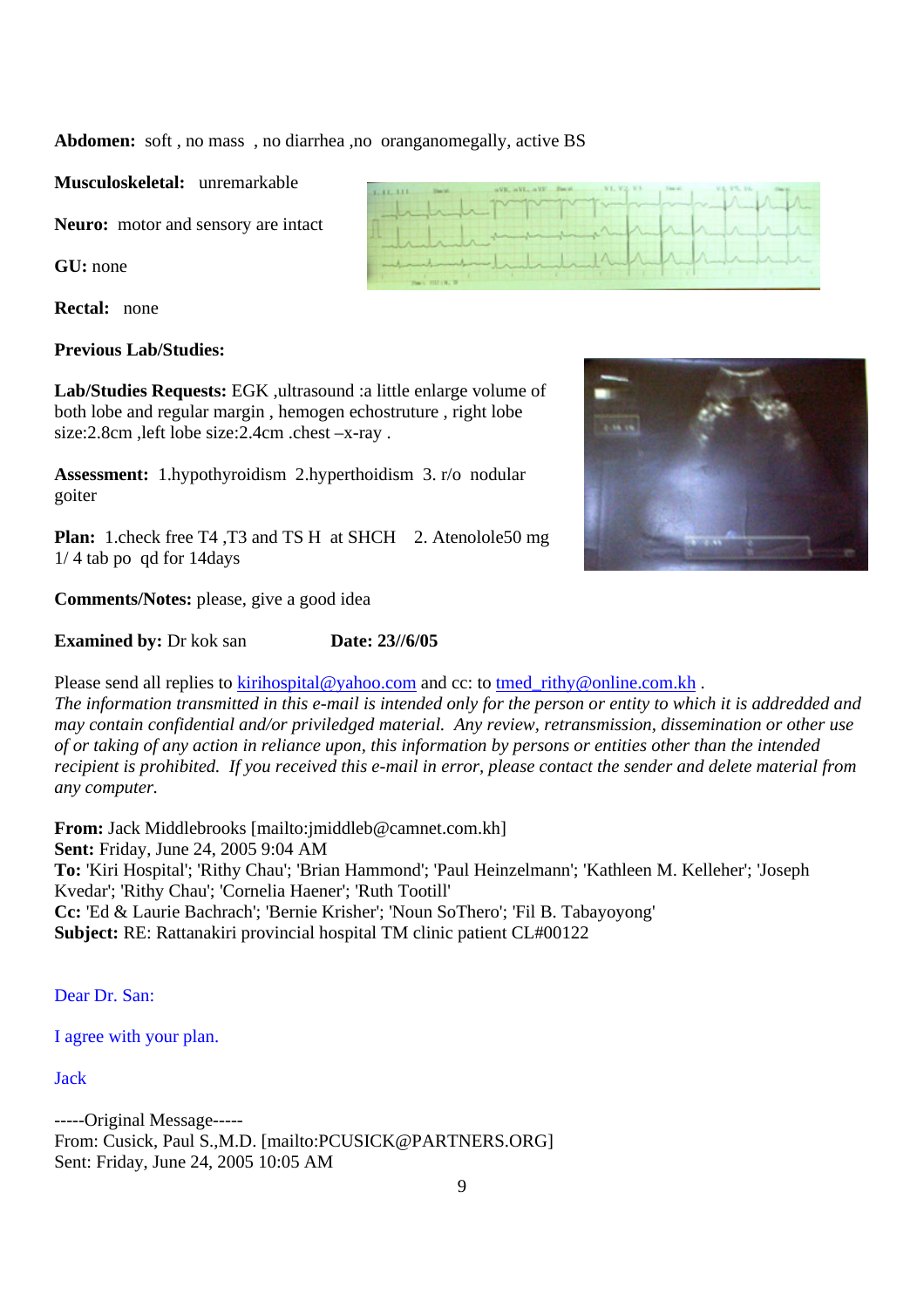**Abdomen:** soft , no mass , no diarrhea ,no oranganomegally, active BS

**Musculoskeletal:** unremarkable

**Neuro:** motor and sensory are intact

**GU:** none

**Rectal:** none

**Previous Lab/Studies:**

**Lab/Studies Requests:** EGK ,ultrasound :a little enlarge volume of both lobe and regular margin , hemogen echostruture , right lobe size:2.8cm ,left lobe size:2.4cm .chest –x-ray .

**Assessment:** 1.hypothyroidism 2.hyperthoidism 3. r/o nodular goiter

**Plan:** 1.check free T4 ,T3 and TS H at SHCH 2. Atenolole50 mg 1/ 4 tab po qd for 14days

**Comments/Notes:** please, give a good idea

**Examined by:** Dr kok san **Date: 23//6/05**

Please send all replies to kirihospital@yahoo.com and cc: to tmed_rithy@online.com.kh .
*The information transmitted in this e-mail is intended only for the person or entity to which it is addredded and may contain confidential and/or priviledged material. Any review, retransmission, dissemination or other use of or taking of any action in reliance upon, this information by persons or entities other than the intended recipient is prohibited. If you received this e-mail in error, please contact the sender and delete material from any computer.*

**From:** Jack Middlebrooks [mailto:jmiddleb@camnet.com.kh]
**Sent:** Friday, June 24, 2005 9:04 AM
**To:** 'Kiri Hospital'; 'Rithy Chau'; 'Brian Hammond'; 'Paul Heinzelmann'; 'Kathleen M. Kelleher'; 'Joseph Kvedar'; 'Rithy Chau'; 'Cornelia Haener'; 'Ruth Tootill'
**Cc:** 'Ed & Laurie Bachrach'; 'Bernie Krisher'; 'Noun SoThero'; 'Fil B. Tabayoyong'
**Subject:** RE: Rattanakiri provincial hospital TM clinic patient CL#00122

Dear Dr. San:

I agree with your plan.

Jack

-----Original Message-----
From: Cusick, Paul S.,M.D. [mailto:PCUSICK@PARTNERS.ORG]
Sent: Friday, June 24, 2005 10:05 AM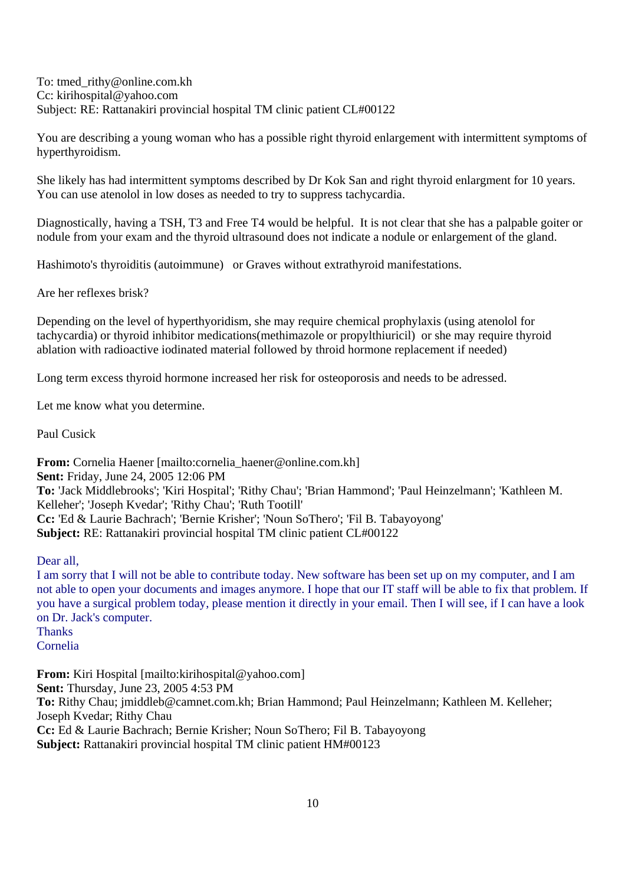To: tmed_rithy@online.com.kh
Cc: kirihospital@yahoo.com
Subject: RE: Rattanakiri provincial hospital TM clinic patient CL#00122

You are describing a young woman who has a possible right thyroid enlargement with intermittent symptoms of hyperthyroidism.

She likely has had intermittent symptoms described by Dr Kok San and right thyroid enlargment for 10 years. You can use atenolol in low doses as needed to try to suppress tachycardia.

Diagnostically, having a TSH, T3 and Free T4 would be helpful. It is not clear that she has a palpable goiter or nodule from your exam and the thyroid ultrasound does not indicate a nodule or enlargement of the gland.

Hashimoto's thyroiditis (autoimmune) or Graves without extrathyroid manifestations.

Are her reflexes brisk?

Depending on the level of hyperthyoridism, she may require chemical prophylaxis (using atenolol for tachycardia) or thyroid inhibitor medications(methimazole or propylthiuricil) or she may require thyroid ablation with radioactive iodinated material followed by throid hormone replacement if needed)

Long term excess thyroid hormone increased her risk for osteoporosis and needs to be adressed.

Let me know what you determine.

Paul Cusick

**From:** Cornelia Haener [mailto:cornelia_haener@online.com.kh]
**Sent:** Friday, June 24, 2005 12:06 PM
**To:** 'Jack Middlebrooks'; 'Kiri Hospital'; 'Rithy Chau'; 'Brian Hammond'; 'Paul Heinzelmann'; 'Kathleen M. Kelleher'; 'Joseph Kvedar'; 'Rithy Chau'; 'Ruth Tootill'
**Cc:** 'Ed & Laurie Bachrach'; 'Bernie Krisher'; 'Noun SoThero'; 'Fil B. Tabayoyong'
**Subject:** RE: Rattanakiri provincial hospital TM clinic patient CL#00122

Dear all,
I am sorry that I will not be able to contribute today. New software has been set up on my computer, and I am not able to open your documents and images anymore. I hope that our IT staff will be able to fix that problem. If you have a surgical problem today, please mention it directly in your email. Then I will see, if I can have a look on Dr. Jack's computer.
Thanks
Cornelia

**From:** Kiri Hospital [mailto:kirihospital@yahoo.com]
**Sent:** Thursday, June 23, 2005 4:53 PM
**To:** Rithy Chau; jmiddleb@camnet.com.kh; Brian Hammond; Paul Heinzelmann; Kathleen M. Kelleher; Joseph Kvedar; Rithy Chau
**Cc:** Ed & Laurie Bachrach; Bernie Krisher; Noun SoThero; Fil B. Tabayoyong
**Subject:** Rattanakiri provincial hospital TM clinic patient HM#00123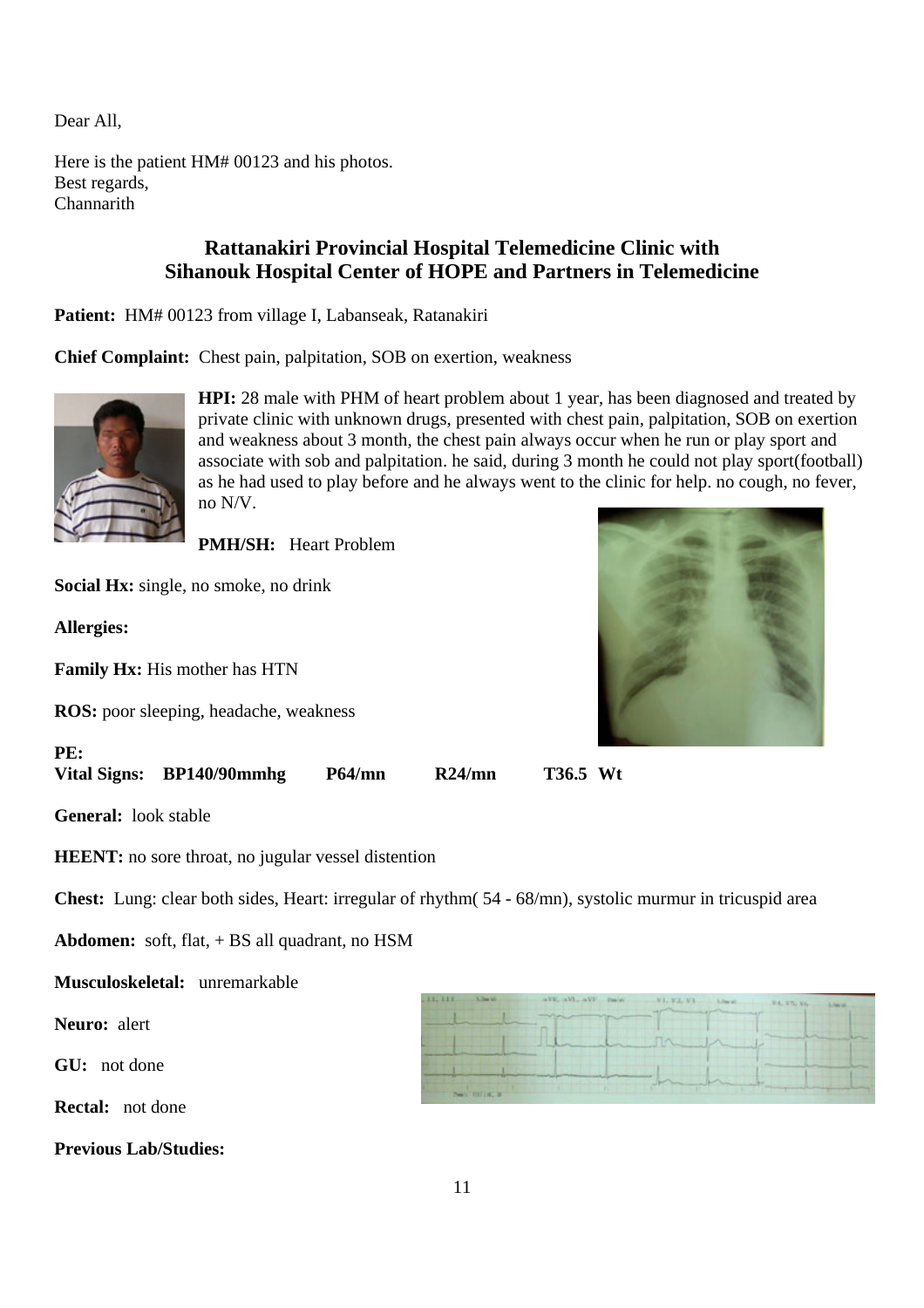Dear All,

Here is the patient HM# 00123 and his photos.
Best regards,
Channarith

## Rattanakiri Provincial Hospital Telemedicine Clinic with Sihanouk Hospital Center of HOPE and Partners in Telemedicine

**Patient:** HM# 00123 from village I, Labanseak, Ratanakiri

**Chief Complaint:** Chest pain, palpitation, SOB on exertion, weakness

**HPI:** 28 male with PHM of heart problem about 1 year, has been diagnosed and treated by private clinic with unknown drugs, presented with chest pain, palpitation, SOB on exertion and weakness about 3 month, the chest pain always occur when he run or play sport and associate with sob and palpitation. he said, during 3 month he could not play sport(football) as he had used to play before and he always went to the clinic for help. no cough, no fever, no N/V.

**PMH/SH:** Heart Problem

**Social Hx:** single, no smoke, no drink

**Allergies:**

**Family Hx:** His mother has HTN

**ROS:** poor sleeping, headache, weakness

**PE:**

**Vital Signs: BP140/90mmhg P64/mn R24/mn T36.5 Wt**

**General:** look stable

**HEENT:** no sore throat, no jugular vessel distention

**Chest:** Lung: clear both sides, Heart: irregular of rhythm( 54 - 68/mn), systolic murmur in tricuspid area

**Abdomen:** soft, flat, + BS all quadrant, no HSM

**Musculoskeletal:** unremarkable

**Neuro:** alert

**GU:** not done

**Rectal:** not done

**Previous Lab/Studies:**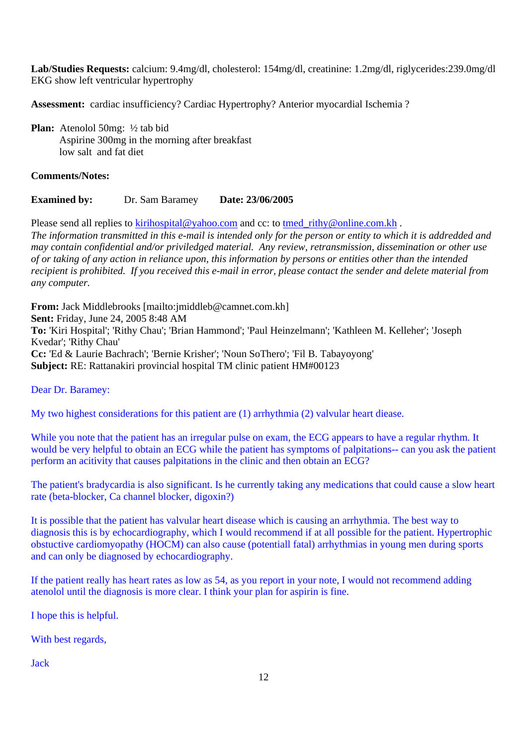**Lab/Studies Requests:** calcium: 9.4mg/dl, cholesterol: 154mg/dl, creatinine: 1.2mg/dl, riglycerides:239.0mg/dl EKG show left ventricular hypertrophy

**Assessment:** cardiac insufficiency? Cardiac Hypertrophy? Anterior myocardial Ischemia ?

**Plan:** Atenolol 50mg: ½ tab bid
Aspirine 300mg in the morning after breakfast
low salt and fat diet

**Comments/Notes:**

**Examined by:** Dr. Sam Baramey **Date: 23/06/2005**

Please send all replies to kirihospital@yahoo.com and cc: to tmed_rithy@online.com.kh .
*The information transmitted in this e-mail is intended only for the person or entity to which it is addredded and may contain confidential and/or priviledged material. Any review, retransmission, dissemination or other use of or taking of any action in reliance upon, this information by persons or entities other than the intended recipient is prohibited. If you received this e-mail in error, please contact the sender and delete material from any computer.*

**From:** Jack Middlebrooks [mailto:jmiddleb@camnet.com.kh]
**Sent:** Friday, June 24, 2005 8:48 AM
**To:** 'Kiri Hospital'; 'Rithy Chau'; 'Brian Hammond'; 'Paul Heinzelmann'; 'Kathleen M. Kelleher'; 'Joseph Kvedar'; 'Rithy Chau'
**Cc:** 'Ed & Laurie Bachrach'; 'Bernie Krisher'; 'Noun SoThero'; 'Fil B. Tabayoyong'
**Subject:** RE: Rattanakiri provincial hospital TM clinic patient HM#00123

Dear Dr. Baramey:

My two highest considerations for this patient are (1) arrhythmia (2) valvular heart diease.

While you note that the patient has an irregular pulse on exam, the ECG appears to have a regular rhythm. It would be very helpful to obtain an ECG while the patient has symptoms of palpitations-- can you ask the patient perform an acitivity that causes palpitations in the clinic and then obtain an ECG?

The patient's bradycardia is also significant. Is he currently taking any medications that could cause a slow heart rate (beta-blocker, Ca channel blocker, digoxin?)

It is possible that the patient has valvular heart disease which is causing an arrhythmia. The best way to diagnosis this is by echocardiography, which I would recommend if at all possible for the patient. Hypertrophic obstuctive cardiomyopathy (HOCM) can also cause (potentiall fatal) arrhythmias in young men during sports and can only be diagnosed by echocardiography.

If the patient really has heart rates as low as 54, as you report in your note, I would not recommend adding atenolol until the diagnosis is more clear. I think your plan for aspirin is fine.

I hope this is helpful.

With best regards,

Jack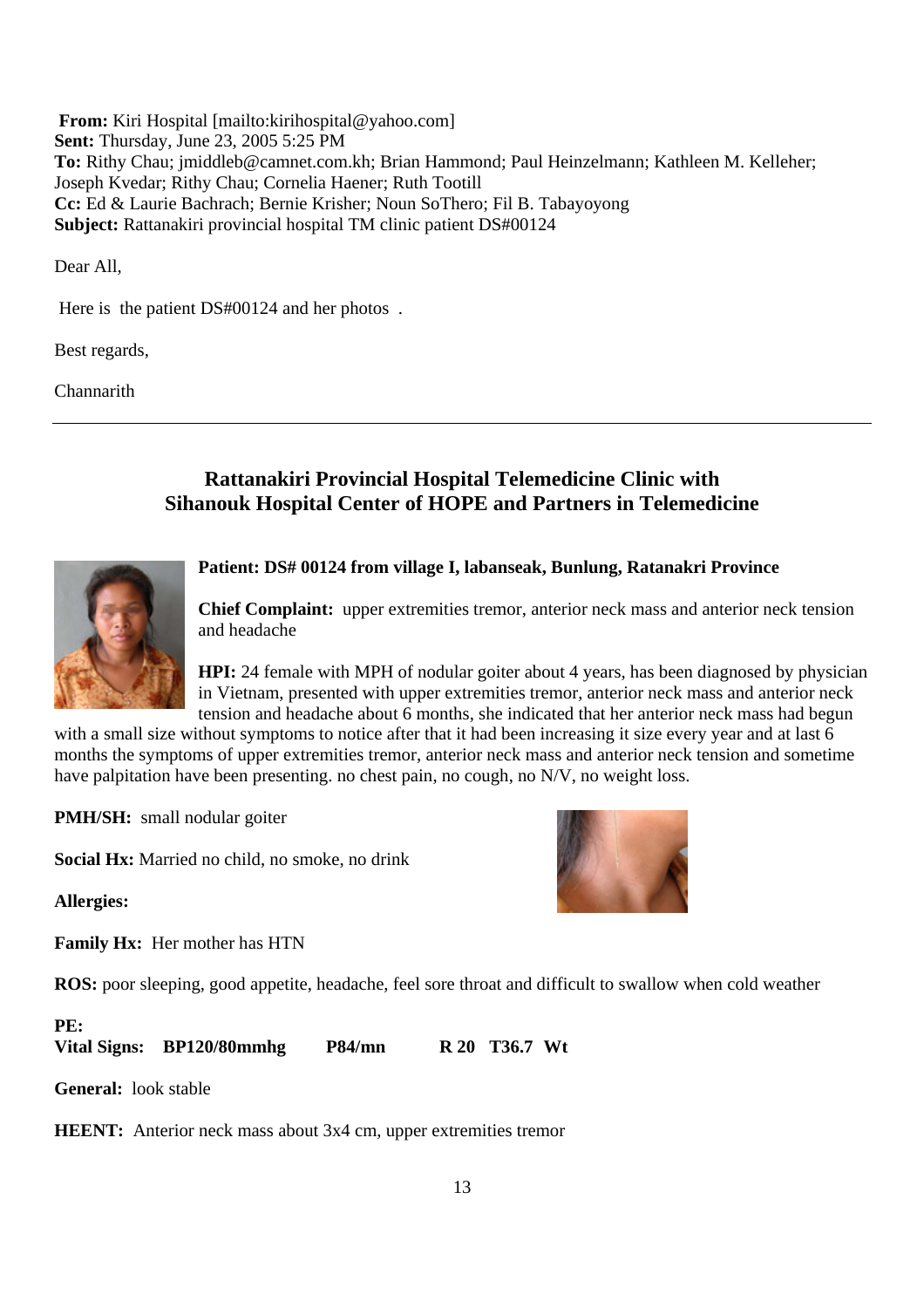**From:** Kiri Hospital [mailto:kirihospital@yahoo.com]
**Sent:** Thursday, June 23, 2005 5:25 PM
**To:** Rithy Chau; jmiddleb@camnet.com.kh; Brian Hammond; Paul Heinzelmann; Kathleen M. Kelleher; Joseph Kvedar; Rithy Chau; Cornelia Haener; Ruth Tootill
**Cc:** Ed & Laurie Bachrach; Bernie Krisher; Noun SoThero; Fil B. Tabayoyong
**Subject:** Rattanakiri provincial hospital TM clinic patient DS#00124

Dear All,

Here is the patient DS#00124 and her photos .

Best regards,

Channarith

---

## Rattanakiri Provincial Hospital Telemedicine Clinic with Sihanouk Hospital Center of HOPE and Partners in Telemedicine

**Patient: DS# 00124 from village I, labanseak, Bunlung, Ratanakri Province**

**Chief Complaint:** upper extremities tremor, anterior neck mass and anterior neck tension and headache

**HPI:** 24 female with MPH of nodular goiter about 4 years, has been diagnosed by physician in Vietnam, presented with upper extremities tremor, anterior neck mass and anterior neck tension and headache about 6 months, she indicated that her anterior neck mass had begun with a small size without symptoms to notice after that it had been increasing it size every year and at last 6 months the symptoms of upper extremities tremor, anterior neck mass and anterior neck tension and sometime have palpitation have been presenting. no chest pain, no cough, no N/V, no weight loss.

**PMH/SH:** small nodular goiter

**Social Hx:** Married no child, no smoke, no drink

**Allergies:**

**Family Hx:** Her mother has HTN

**ROS:** poor sleeping, good appetite, headache, feel sore throat and difficult to swallow when cold weather

**PE:**
**Vital Signs: BP120/80mmhg P84/mn R 20 T36.7 Wt**

**General:** look stable

**HEENT:** Anterior neck mass about 3x4 cm, upper extremities tremor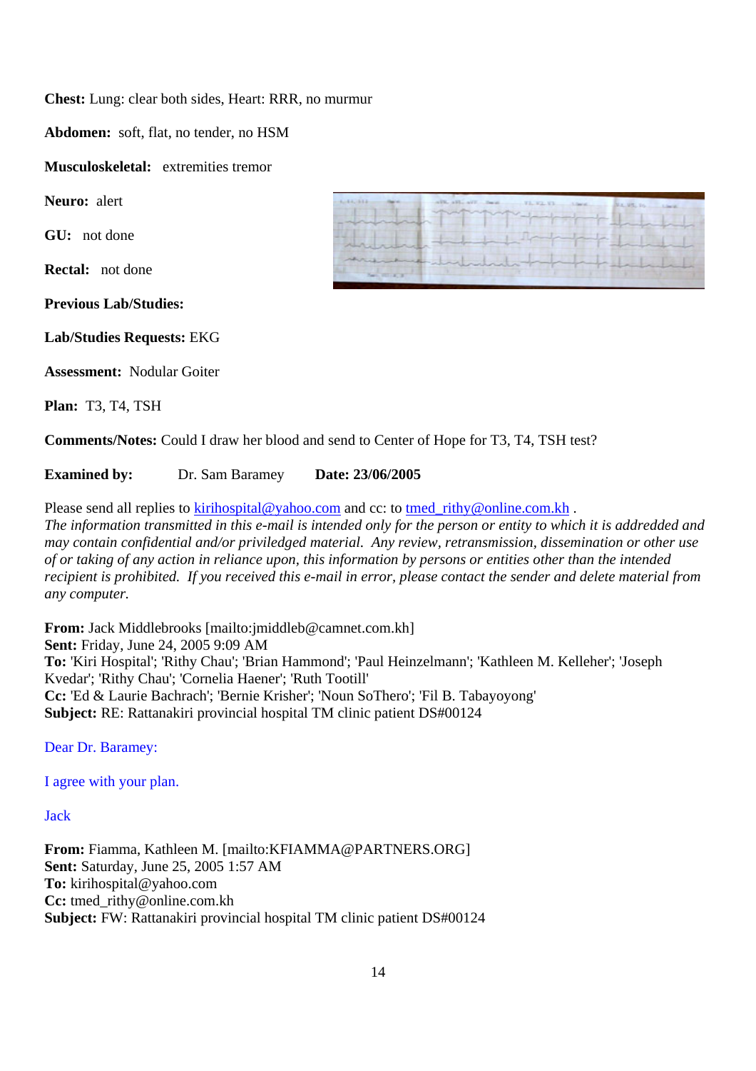**Chest:** Lung: clear both sides, Heart: RRR, no murmur

**Abdomen:** soft, flat, no tender, no HSM

**Musculoskeletal:** extremities tremor

**Neuro:** alert

**GU:** not done

**Rectal:** not done

**Previous Lab/Studies:**

**Lab/Studies Requests:** EKG

**Assessment:** Nodular Goiter

**Plan:** T3, T4, TSH

**Comments/Notes:** Could I draw her blood and send to Center of Hope for T3, T4, TSH test?

**Examined by:** Dr. Sam Baramey **Date: 23/06/2005**

Please send all replies to kirihospital@yahoo.com and cc: to tmed_rithy@online.com.kh .
*The information transmitted in this e-mail is intended only for the person or entity to which it is addredded and may contain confidential and/or priviledged material. Any review, retransmission, dissemination or other use of or taking of any action in reliance upon, this information by persons or entities other than the intended recipient is prohibited. If you received this e-mail in error, please contact the sender and delete material from any computer.*

**From:** Jack Middlebrooks [mailto:jmiddleb@camnet.com.kh]
**Sent:** Friday, June 24, 2005 9:09 AM
**To:** 'Kiri Hospital'; 'Rithy Chau'; 'Brian Hammond'; 'Paul Heinzelmann'; 'Kathleen M. Kelleher'; 'Joseph Kvedar'; 'Rithy Chau'; 'Cornelia Haener'; 'Ruth Tootill'
**Cc:** 'Ed & Laurie Bachrach'; 'Bernie Krisher'; 'Noun SoThero'; 'Fil B. Tabayoyong'
**Subject:** RE: Rattanakiri provincial hospital TM clinic patient DS#00124

Dear Dr. Baramey:

I agree with your plan.

Jack

**From:** Fiamma, Kathleen M. [mailto:KFIAMMA@PARTNERS.ORG]
**Sent:** Saturday, June 25, 2005 1:57 AM
**To:** kirihospital@yahoo.com
**Cc:** tmed_rithy@online.com.kh
**Subject:** FW: Rattanakiri provincial hospital TM clinic patient DS#00124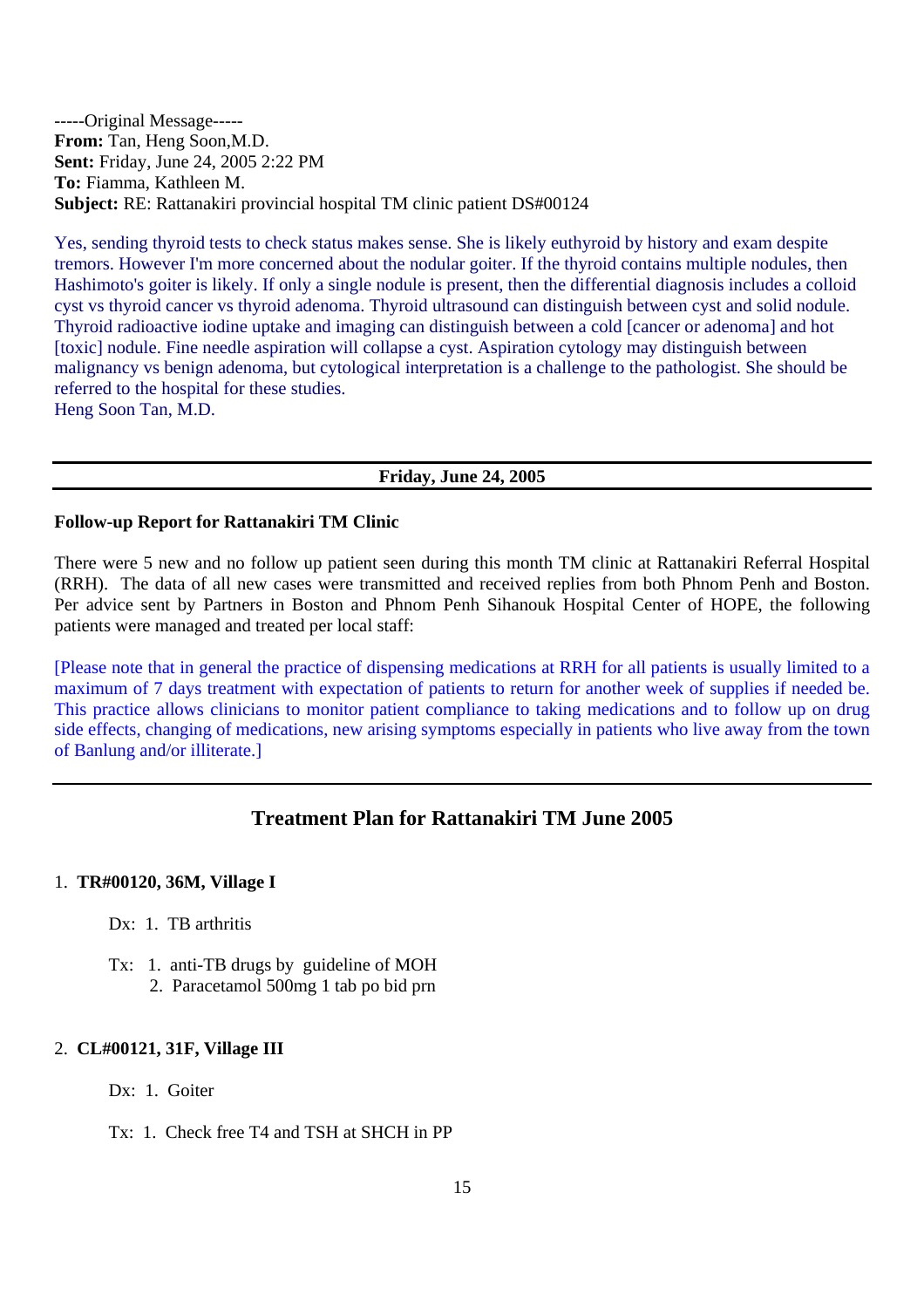-----Original Message-----
**From:** Tan, Heng Soon,M.D.
**Sent:** Friday, June 24, 2005 2:22 PM
**To:** Fiamma, Kathleen M.
**Subject:** RE: Rattanakiri provincial hospital TM clinic patient DS#00124

Yes, sending thyroid tests to check status makes sense. She is likely euthyroid by history and exam despite tremors. However I'm more concerned about the nodular goiter. If the thyroid contains multiple nodules, then Hashimoto's goiter is likely. If only a single nodule is present, then the differential diagnosis includes a colloid cyst vs thyroid cancer vs thyroid adenoma. Thyroid ultrasound can distinguish between cyst and solid nodule. Thyroid radioactive iodine uptake and imaging can distinguish between a cold [cancer or adenoma] and hot [toxic] nodule. Fine needle aspiration will collapse a cyst. Aspiration cytology may distinguish between malignancy vs benign adenoma, but cytological interpretation is a challenge to the pathologist. She should be referred to the hospital for these studies.
Heng Soon Tan, M.D.

---

**Friday, June 24, 2005**

---

**Follow-up Report for Rattanakiri TM Clinic**

There were 5 new and no follow up patient seen during this month TM clinic at Rattanakiri Referral Hospital (RRH). The data of all new cases were transmitted and received replies from both Phnom Penh and Boston. Per advice sent by Partners in Boston and Phnom Penh Sihanouk Hospital Center of HOPE, the following patients were managed and treated per local staff:

[Please note that in general the practice of dispensing medications at RRH for all patients is usually limited to a maximum of 7 days treatment with expectation of patients to return for another week of supplies if needed be. This practice allows clinicians to monitor patient compliance to taking medications and to follow up on drug side effects, changing of medications, new arising symptoms especially in patients who live away from the town of Banlung and/or illiterate.]

---

## Treatment Plan for Rattanakiri TM June 2005

1. **TR#00120, 36M, Village I**

   Dx: 1. TB arthritis

   Tx: 1. anti-TB drugs by guideline of MOH
   2. Paracetamol 500mg 1 tab po bid prn

2. **CL#00121, 31F, Village III**

   Dx: 1. Goiter

   Tx: 1. Check free T4 and TSH at SHCH in PP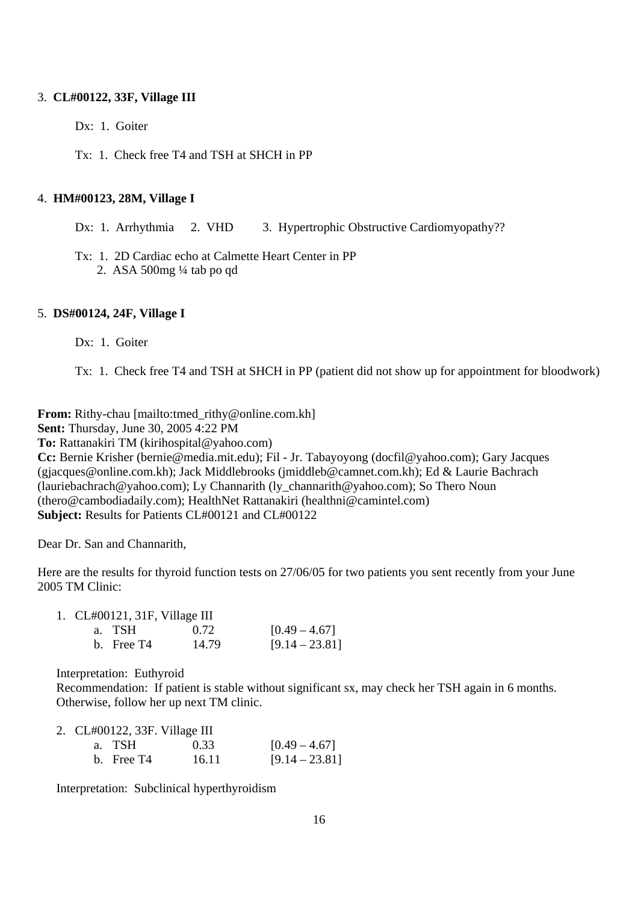3. **CL#00122, 33F, Village III**

   Dx: 1. Goiter

   Tx: 1. Check free T4 and TSH at SHCH in PP

4. **HM#00123, 28M, Village I**

   Dx: 1. Arrhythmia 2. VHD 3. Hypertrophic Obstructive Cardiomyopathy??

   Tx: 1. 2D Cardiac echo at Calmette Heart Center in PP
   2. ASA 500mg ¼ tab po qd

5. **DS#00124, 24F, Village I**

   Dx: 1. Goiter

   Tx: 1. Check free T4 and TSH at SHCH in PP (patient did not show up for appointment for bloodwork)

**From:** Rithy-chau [mailto:tmed_rithy@online.com.kh]
**Sent:** Thursday, June 30, 2005 4:22 PM
**To:** Rattanakiri TM (kirihospital@yahoo.com)
**Cc:** Bernie Krisher (bernie@media.mit.edu); Fil - Jr. Tabayoyong (docfil@yahoo.com); Gary Jacques (gjacques@online.com.kh); Jack Middlebrooks (jmiddleb@camnet.com.kh); Ed & Laurie Bachrach (lauriebachrach@yahoo.com); Ly Channarith (ly_channarith@yahoo.com); So Thero Noun (thero@cambodiadaily.com); HealthNet Rattanakiri (healthni@camintel.com)
**Subject:** Results for Patients CL#00121 and CL#00122

Dear Dr. San and Channarith,

Here are the results for thyroid function tests on 27/06/05 for two patients you sent recently from your June 2005 TM Clinic:

1. CL#00121, 31F, Village III
   a. TSH 0.72 [0.49 – 4.67]
   b. Free T4 14.79 [9.14 – 23.81]

   Interpretation: Euthyroid
   Recommendation: If patient is stable without significant sx, may check her TSH again in 6 months. Otherwise, follow her up next TM clinic.

2. CL#00122, 33F. Village III
   a. TSH 0.33 [0.49 – 4.67]
   b. Free T4 16.11 [9.14 – 23.81]

   Interpretation: Subclinical hyperthyroidism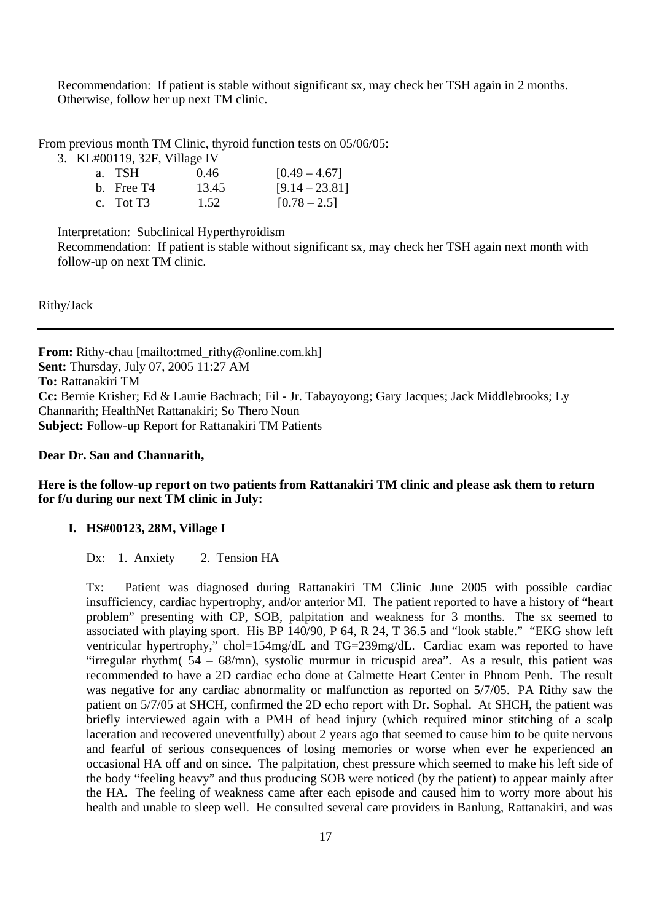Recommendation: If patient is stable without significant sx, may check her TSH again in 2 months. Otherwise, follow her up next TM clinic.

From previous month TM Clinic, thyroid function tests on 05/06/05:

3. KL#00119, 32F, Village IV

| | | |
|---|---|---|
| a. TSH | 0.46 | [0.49 – 4.67] |
| b. Free T4 | 13.45 | [9.14 – 23.81] |
| c. Tot T3 | 1.52 | [0.78 – 2.5] |

Interpretation: Subclinical Hyperthyroidism
Recommendation: If patient is stable without significant sx, may check her TSH again next month with follow-up on next TM clinic.

Rithy/Jack

---

**From:** Rithy-chau [mailto:tmed_rithy@online.com.kh]
**Sent:** Thursday, July 07, 2005 11:27 AM
**To:** Rattanakiri TM
**Cc:** Bernie Krisher; Ed & Laurie Bachrach; Fil - Jr. Tabayoyong; Gary Jacques; Jack Middlebrooks; Ly Channarith; HealthNet Rattanakiri; So Thero Noun
**Subject:** Follow-up Report for Rattanakiri TM Patients

**Dear Dr. San and Channarith,**

**Here is the follow-up report on two patients from Rattanakiri TM clinic and please ask them to return for f/u during our next TM clinic in July:**

**I. HS#00123, 28M, Village I**

Dx: 1. Anxiety 2. Tension HA

Tx: Patient was diagnosed during Rattanakiri TM Clinic June 2005 with possible cardiac insufficiency, cardiac hypertrophy, and/or anterior MI. The patient reported to have a history of "heart problem" presenting with CP, SOB, palpitation and weakness for 3 months. The sx seemed to associated with playing sport. His BP 140/90, P 64, R 24, T 36.5 and "look stable." "EKG show left ventricular hypertrophy," chol=154mg/dL and TG=239mg/dL. Cardiac exam was reported to have "irregular rhythm( 54 – 68/mn), systolic murmur in tricuspid area". As a result, this patient was recommended to have a 2D cardiac echo done at Calmette Heart Center in Phnom Penh. The result was negative for any cardiac abnormality or malfunction as reported on 5/7/05. PA Rithy saw the patient on 5/7/05 at SHCH, confirmed the 2D echo report with Dr. Sophal. At SHCH, the patient was briefly interviewed again with a PMH of head injury (which required minor stitching of a scalp laceration and recovered uneventfully) about 2 years ago that seemed to cause him to be quite nervous and fearful of serious consequences of losing memories or worse when ever he experienced an occasional HA off and on since. The palpitation, chest pressure which seemed to make his left side of the body "feeling heavy" and thus producing SOB were noticed (by the patient) to appear mainly after the HA. The feeling of weakness came after each episode and caused him to worry more about his health and unable to sleep well. He consulted several care providers in Banlung, Rattanakiri, and was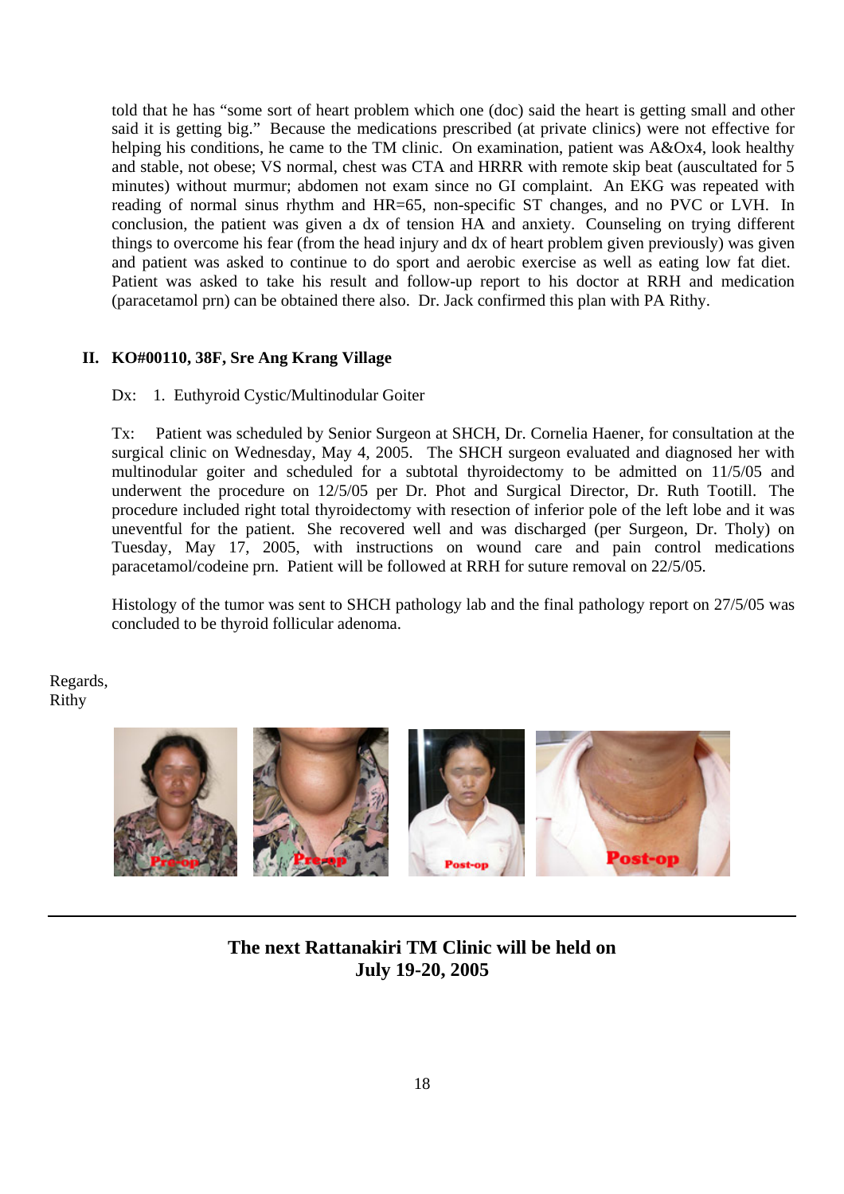told that he has "some sort of heart problem which one (doc) said the heart is getting small and other said it is getting big." Because the medications prescribed (at private clinics) were not effective for helping his conditions, he came to the TM clinic. On examination, patient was A&Ox4, look healthy and stable, not obese; VS normal, chest was CTA and HRRR with remote skip beat (auscultated for 5 minutes) without murmur; abdomen not exam since no GI complaint. An EKG was repeated with reading of normal sinus rhythm and HR=65, non-specific ST changes, and no PVC or LVH. In conclusion, the patient was given a dx of tension HA and anxiety. Counseling on trying different things to overcome his fear (from the head injury and dx of heart problem given previously) was given and patient was asked to continue to do sport and aerobic exercise as well as eating low fat diet. Patient was asked to take his result and follow-up report to his doctor at RRH and medication (paracetamol prn) can be obtained there also. Dr. Jack confirmed this plan with PA Rithy.

### II. KO#00110, 38F, Sre Ang Krang Village

Dx: 1. Euthyroid Cystic/Multinodular Goiter

Tx: Patient was scheduled by Senior Surgeon at SHCH, Dr. Cornelia Haener, for consultation at the surgical clinic on Wednesday, May 4, 2005. The SHCH surgeon evaluated and diagnosed her with multinodular goiter and scheduled for a subtotal thyroidectomy to be admitted on 11/5/05 and underwent the procedure on 12/5/05 per Dr. Phot and Surgical Director, Dr. Ruth Tootill. The procedure included right total thyroidectomy with resection of inferior pole of the left lobe and it was uneventful for the patient. She recovered well and was discharged (per Surgeon, Dr. Tholy) on Tuesday, May 17, 2005, with instructions on wound care and pain control medications paracetamol/codeine prn. Patient will be followed at RRH for suture removal on 22/5/05.

Histology of the tumor was sent to SHCH pathology lab and the final pathology report on 27/5/05 was concluded to be thyroid follicular adenoma.

Regards,
Rithy

Pre-op Pre-op Post-op Post-op

---

**The next Rattanakiri TM Clinic will be held on July 19-20, 2005**